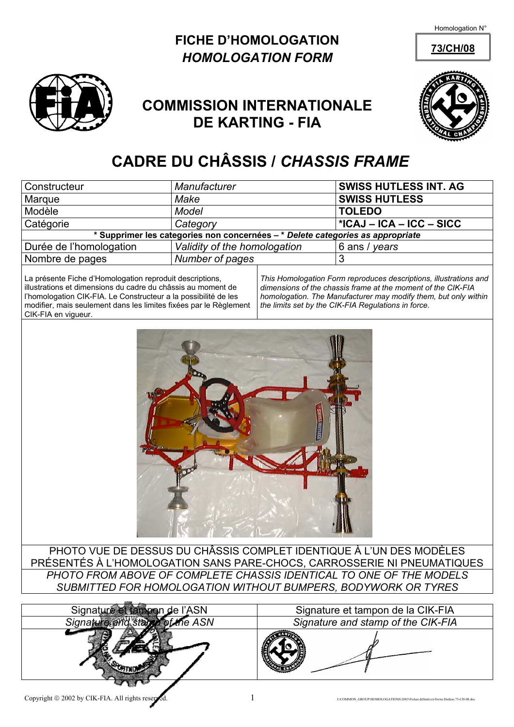Homologation N°

**73/CH/08**

# FICHE D'HOMOLOGATION
## *HOMOLOGATION FORM*

## COMMISSION INTERNATIONALE DE KARTING - FIA

# CADRE DU CHÂSSIS / *CHASSIS FRAME*

| Constructeur | *Manufacturer* | **SWISS HUTLESS INT. AG** |
|---|---|---|
| Marque | *Make* | **SWISS HUTLESS** |
| Modèle | *Model* | **TOLEDO** |
| Catégorie | *Category* | ***ICAJ – ICA – ICC – SICC** |
| **\* Supprimer les categories non concernées – \* *Delete categories as appropriate*** | | |
| Durée de l'homologation | *Validity of the homologation* | 6 ans / *years* |
| Nombre de pages | *Number of pages* | 3 |

La présente Fiche d'Homologation reproduit descriptions, illustrations et dimensions du cadre du châssis au moment de l'homologation CIK-FIA. Le Constructeur a la possibilité de les modifier, mais seulement dans les limites fixées par le Règlement CIK-FIA en vigueur.

*This Homologation Form reproduces descriptions, illustrations and dimensions of the chassis frame at the moment of the CIK-FIA homologation. The Manufacturer may modify them, but only within the limits set by the CIK-FIA Regulations in force.*

PHOTO VUE DE DESSUS DU CHÂSSIS COMPLET IDENTIQUE À L'UN DES MODÈLES PRÉSENTÉS À L'HOMOLOGATION SANS PARE-CHOCS, CARROSSERIE NI PNEUMATIQUES

*PHOTO FROM ABOVE OF COMPLETE CHASSIS IDENTICAL TO ONE OF THE MODELS SUBMITTED FOR HOMOLOGATION WITHOUT BUMPERS, BODYWORK OR TYRES*

| Signature et tampon de l'ASN<br>*Signature and stamp of the ASN* | Signature et tampon de la CIK-FIA<br>*Signature and stamp of the CIK-FIA* |
|---|---|
| | |

Copyright © 2002 by CIK-FIA. All rights reserved.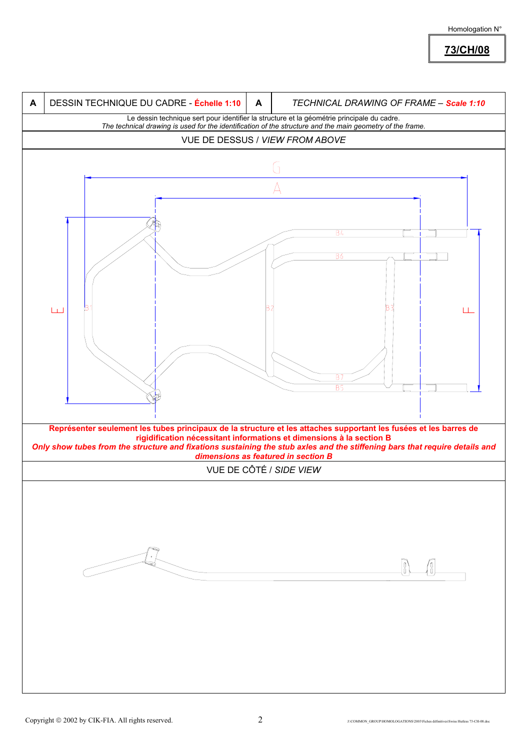Homologation N°

**73/CH/08**

| **A** | DESSIN TECHNIQUE DU CADRE - **Échelle 1:10** | **A** | *TECHNICAL DRAWING OF FRAME* – ***Scale 1:10*** |
|---|---|---|---|

Le dessin technique sert pour identifier la structure et la géométrie principale du cadre.
*The technical drawing is used for the identification of the structure and the main geometry of the frame.*

VUE DE DESSUS / *VIEW FROM ABOVE*

G

A

B4

B6

E

B1

B2

B3

F

B7

B5

**Représenter seulement les tubes principaux de la structure et les attaches supportant les fusées et les barres de rigidification nécessitant informations et dimensions à la section B**
***Only show tubes from the structure and fixations sustaining the stub axles and the stiffening bars that require details and dimensions as featured in section B***

VUE DE CÔTÉ / *SIDE VIEW*

Copyright © 2002 by CIK-FIA. All rights reserved.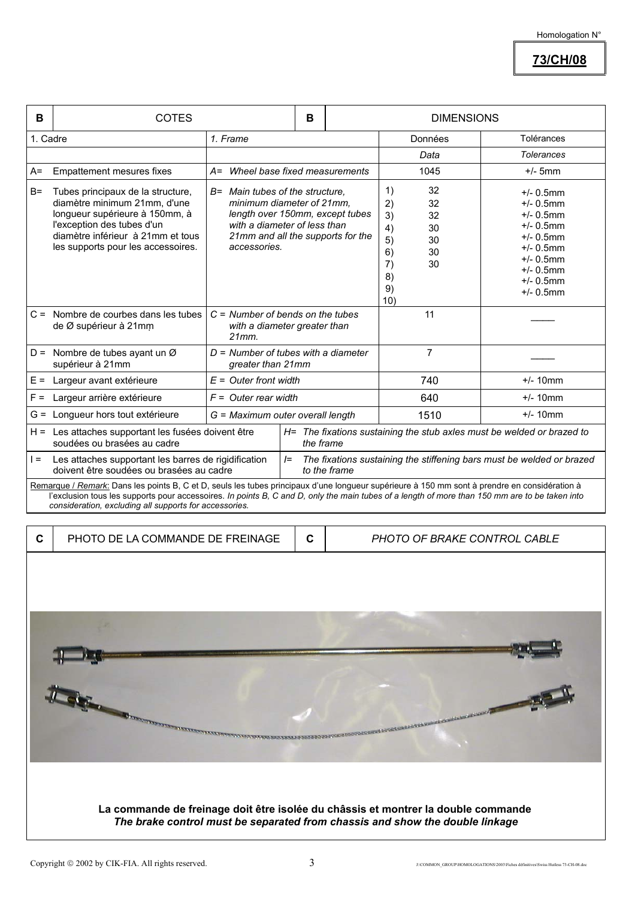Homologation N°

**73/CH/08**

| B | COTES | | B | DIMENSIONS | |
|---|---|---|---|---|---|
| 1. Cadre | | *1. Frame* | | Données | Tolérances |
| | | | | *Data* | *Tolerances* |
| A= | Empattement mesures fixes | *A= Wheel base fixed measurements* | | 1045 | +/- 5mm |
| B= | Tubes principaux de la structure, diamètre minimum 21mm, d'une longueur supérieure à 150mm, à l'exception des tubes d'un diamètre inférieur à 21mm et tous les supports pour les accessoires. | *B= Main tubes of the structure, minimum diameter of 21mm, length over 150mm, except tubes with a diameter of less than 21mm and all the supports for the accessories.* | | 1) 32<br>2) 32<br>3) 32<br>4) 30<br>5) 30<br>6) 30<br>7) 30<br>8)<br>9)<br>10) | +/- 0.5mm<br>+/- 0.5mm<br>+/- 0.5mm<br>+/- 0.5mm<br>+/- 0.5mm<br>+/- 0.5mm<br>+/- 0.5mm<br>+/- 0.5mm<br>+/- 0.5mm<br>+/- 0.5mm |
| C = | Nombre de courbes dans les tubes de Ø supérieur à 21mm | *C = Number of bends on the tubes with a diameter greater than 21mm.* | | 11 | ____ |
| D = | Nombre de tubes ayant un Ø supérieur à 21mm | *D = Number of tubes with a diameter greater than 21mm* | | 7 | ____ |
| E = | Largeur avant extérieure | *E = Outer front width* | | 740 | +/- 10mm |
| F = | Largeur arrière extérieure | *F = Outer rear width* | | 640 | +/- 10mm |
| G = | Longueur hors tout extérieure | *G = Maximum outer overall length* | | 1510 | +/- 10mm |
| H = | Les attaches supportant les fusées doivent être soudées ou brasées au cadre | | *H= The fixations sustaining the stub axles must be welded or brazed to the frame* | | |
| I = | Les attaches supportant les barres de rigidification doivent être soudées ou brasées au cadre | | *I= The fixations sustaining the stiffening bars must be welded or brazed to the frame* | | |

Remarque / *Remark*: Dans les points B, C et D, seuls les tubes principaux d'une longueur supérieure à 150 mm sont à prendre en considération à l'exclusion tous les supports pour accessoires. *In points B, C and D, only the main tubes of a length of more than 150 mm are to be taken into consideration, excluding all supports for accessories.*

| C | PHOTO DE LA COMMANDE DE FREINAGE | C | *PHOTO OF BRAKE CONTROL CABLE* |
|---|---|---|---|

**La commande de freinage doit être isolée du châssis et montrer la double commande**
***The brake control must be separated from chassis and show the double linkage***

Copyright © 2002 by CIK-FIA. All rights reserved.